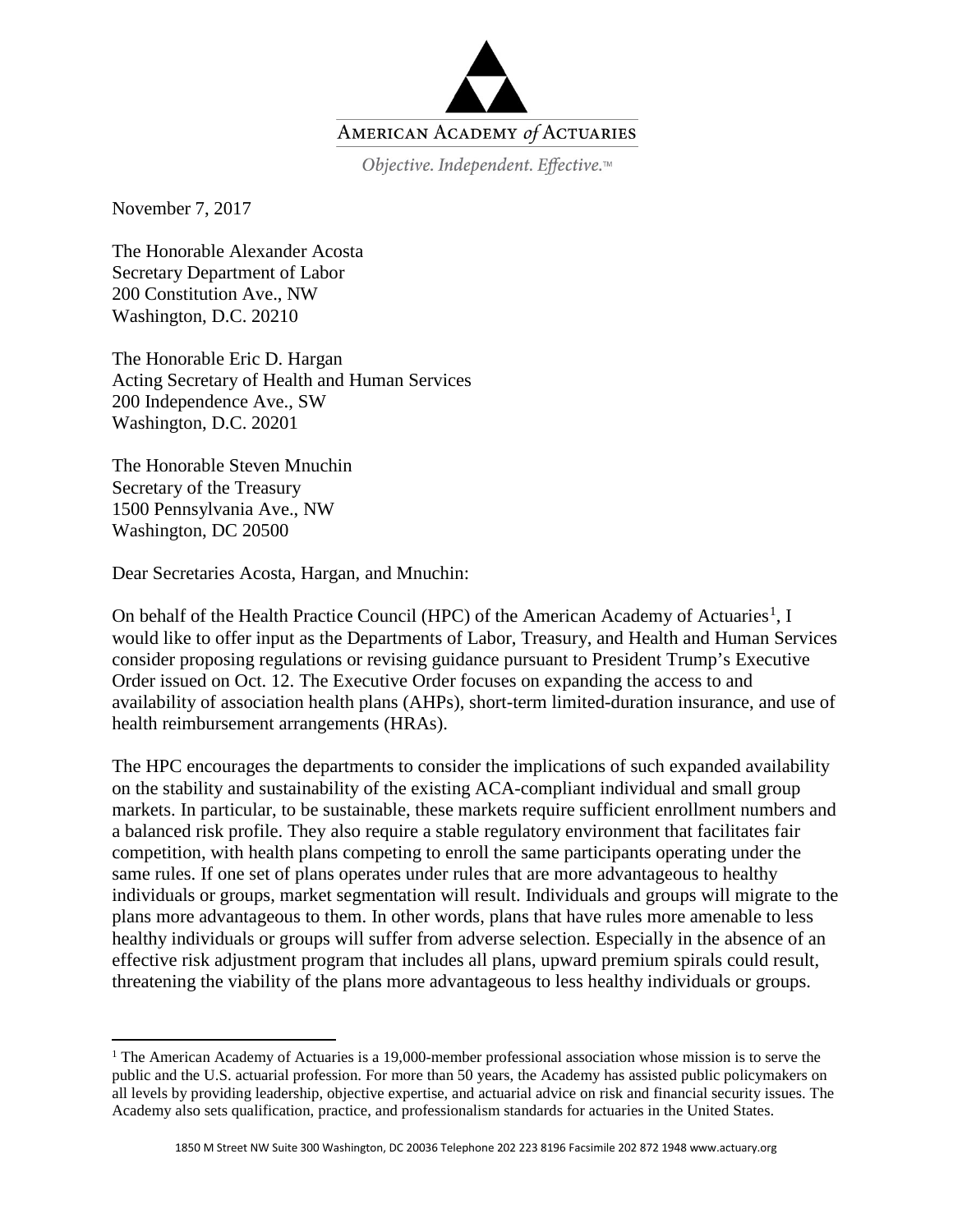AMERICAN ACADEMY *of* ACTUARIES

*Objective. Independent. Effective.*™

November 7, 2017

The Honorable Alexander Acosta
Secretary Department of Labor
200 Constitution Ave., NW
Washington, D.C. 20210

The Honorable Eric D. Hargan
Acting Secretary of Health and Human Services
200 Independence Ave., SW
Washington, D.C. 20201

The Honorable Steven Mnuchin
Secretary of the Treasury
1500 Pennsylvania Ave., NW
Washington, DC 20500

Dear Secretaries Acosta, Hargan, and Mnuchin:

On behalf of the Health Practice Council (HPC) of the American Academy of Actuaries[1], I would like to offer input as the Departments of Labor, Treasury, and Health and Human Services consider proposing regulations or revising guidance pursuant to President Trump's Executive Order issued on Oct. 12. The Executive Order focuses on expanding the access to and availability of association health plans (AHPs), short-term limited-duration insurance, and use of health reimbursement arrangements (HRAs).

The HPC encourages the departments to consider the implications of such expanded availability on the stability and sustainability of the existing ACA-compliant individual and small group markets. In particular, to be sustainable, these markets require sufficient enrollment numbers and a balanced risk profile. They also require a stable regulatory environment that facilitates fair competition, with health plans competing to enroll the same participants operating under the same rules. If one set of plans operates under rules that are more advantageous to healthy individuals or groups, market segmentation will result. Individuals and groups will migrate to the plans more advantageous to them. In other words, plans that have rules more amenable to less healthy individuals or groups will suffer from adverse selection. Especially in the absence of an effective risk adjustment program that includes all plans, upward premium spirals could result, threatening the viability of the plans more advantageous to less healthy individuals or groups.

[1] The American Academy of Actuaries is a 19,000-member professional association whose mission is to serve the public and the U.S. actuarial profession. For more than 50 years, the Academy has assisted public policymakers on all levels by providing leadership, objective expertise, and actuarial advice on risk and financial security issues. The Academy also sets qualification, practice, and professionalism standards for actuaries in the United States.

1850 M Street NW Suite 300 Washington, DC 20036 Telephone 202 223 8196 Facsimile 202 872 1948 www.actuary.org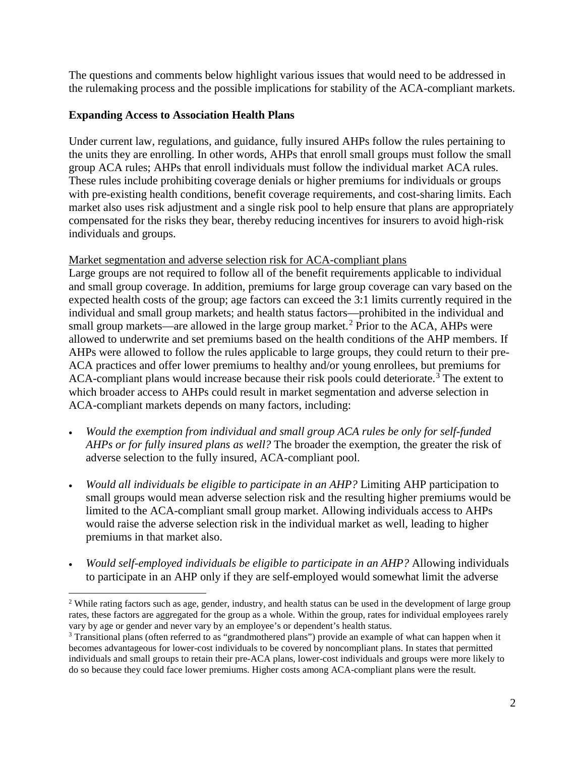The questions and comments below highlight various issues that would need to be addressed in the rulemaking process and the possible implications for stability of the ACA-compliant markets.

**Expanding Access to Association Health Plans**

Under current law, regulations, and guidance, fully insured AHPs follow the rules pertaining to the units they are enrolling. In other words, AHPs that enroll small groups must follow the small group ACA rules; AHPs that enroll individuals must follow the individual market ACA rules. These rules include prohibiting coverage denials or higher premiums for individuals or groups with pre-existing health conditions, benefit coverage requirements, and cost-sharing limits. Each market also uses risk adjustment and a single risk pool to help ensure that plans are appropriately compensated for the risks they bear, thereby reducing incentives for insurers to avoid high-risk individuals and groups.

<u>Market segmentation and adverse selection risk for ACA-compliant plans</u>

Large groups are not required to follow all of the benefit requirements applicable to individual and small group coverage. In addition, premiums for large group coverage can vary based on the expected health costs of the group; age factors can exceed the 3:1 limits currently required in the individual and small group markets; and health status factors—prohibited in the individual and small group markets—are allowed in the large group market.[2] Prior to the ACA, AHPs were allowed to underwrite and set premiums based on the health conditions of the AHP members. If AHPs were allowed to follow the rules applicable to large groups, they could return to their pre-ACA practices and offer lower premiums to healthy and/or young enrollees, but premiums for ACA-compliant plans would increase because their risk pools could deteriorate.[3] The extent to which broader access to AHPs could result in market segmentation and adverse selection in ACA-compliant markets depends on many factors, including:

- *Would the exemption from individual and small group ACA rules be only for self-funded AHPs or for fully insured plans as well?* The broader the exemption, the greater the risk of adverse selection to the fully insured, ACA-compliant pool.
- *Would all individuals be eligible to participate in an AHP?* Limiting AHP participation to small groups would mean adverse selection risk and the resulting higher premiums would be limited to the ACA-compliant small group market. Allowing individuals access to AHPs would raise the adverse selection risk in the individual market as well, leading to higher premiums in that market also.
- *Would self-employed individuals be eligible to participate in an AHP?* Allowing individuals to participate in an AHP only if they are self-employed would somewhat limit the adverse

---

[2] While rating factors such as age, gender, industry, and health status can be used in the development of large group rates, these factors are aggregated for the group as a whole. Within the group, rates for individual employees rarely vary by age or gender and never vary by an employee's or dependent's health status.

[3] Transitional plans (often referred to as "grandmothered plans") provide an example of what can happen when it becomes advantageous for lower-cost individuals to be covered by noncompliant plans. In states that permitted individuals and small groups to retain their pre-ACA plans, lower-cost individuals and groups were more likely to do so because they could face lower premiums. Higher costs among ACA-compliant plans were the result.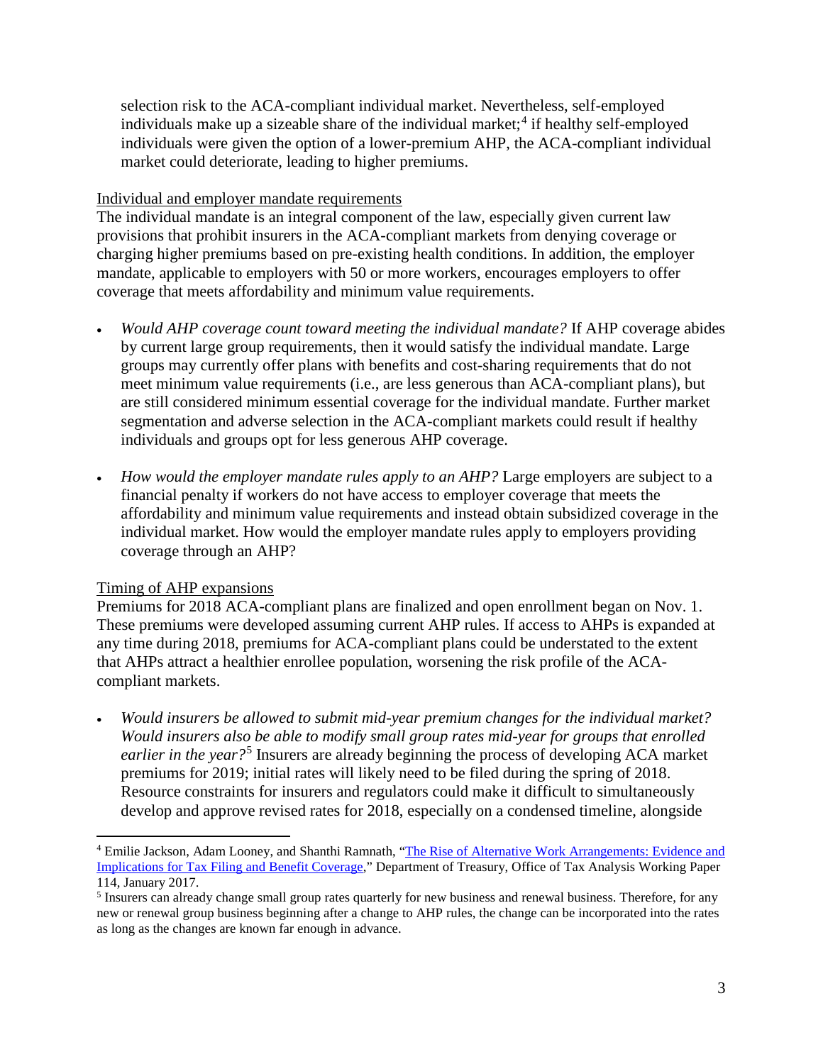selection risk to the ACA-compliant individual market. Nevertheless, self-employed individuals make up a sizeable share of the individual market;[4] if healthy self-employed individuals were given the option of a lower-premium AHP, the ACA-compliant individual market could deteriorate, leading to higher premiums.

<u>Individual and employer mandate requirements</u>

The individual mandate is an integral component of the law, especially given current law provisions that prohibit insurers in the ACA-compliant markets from denying coverage or charging higher premiums based on pre-existing health conditions. In addition, the employer mandate, applicable to employers with 50 or more workers, encourages employers to offer coverage that meets affordability and minimum value requirements.

- *Would AHP coverage count toward meeting the individual mandate?* If AHP coverage abides by current large group requirements, then it would satisfy the individual mandate. Large groups may currently offer plans with benefits and cost-sharing requirements that do not meet minimum value requirements (i.e., are less generous than ACA-compliant plans), but are still considered minimum essential coverage for the individual mandate. Further market segmentation and adverse selection in the ACA-compliant markets could result if healthy individuals and groups opt for less generous AHP coverage.

- *How would the employer mandate rules apply to an AHP?* Large employers are subject to a financial penalty if workers do not have access to employer coverage that meets the affordability and minimum value requirements and instead obtain subsidized coverage in the individual market. How would the employer mandate rules apply to employers providing coverage through an AHP?

<u>Timing of AHP expansions</u>

Premiums for 2018 ACA-compliant plans are finalized and open enrollment began on Nov. 1. These premiums were developed assuming current AHP rules. If access to AHPs is expanded at any time during 2018, premiums for ACA-compliant plans could be understated to the extent that AHPs attract a healthier enrollee population, worsening the risk profile of the ACA-compliant markets.

- *Would insurers be allowed to submit mid-year premium changes for the individual market? Would insurers also be able to modify small group rates mid-year for groups that enrolled earlier in the year?*[5] Insurers are already beginning the process of developing ACA market premiums for 2019; initial rates will likely need to be filed during the spring of 2018. Resource constraints for insurers and regulators could make it difficult to simultaneously develop and approve revised rates for 2018, especially on a condensed timeline, alongside

---

[4] Emilie Jackson, Adam Looney, and Shanthi Ramnath, "The Rise of Alternative Work Arrangements: Evidence and Implications for Tax Filing and Benefit Coverage," Department of Treasury, Office of Tax Analysis Working Paper 114, January 2017.

[5] Insurers can already change small group rates quarterly for new business and renewal business. Therefore, for any new or renewal group business beginning after a change to AHP rules, the change can be incorporated into the rates as long as the changes are known far enough in advance.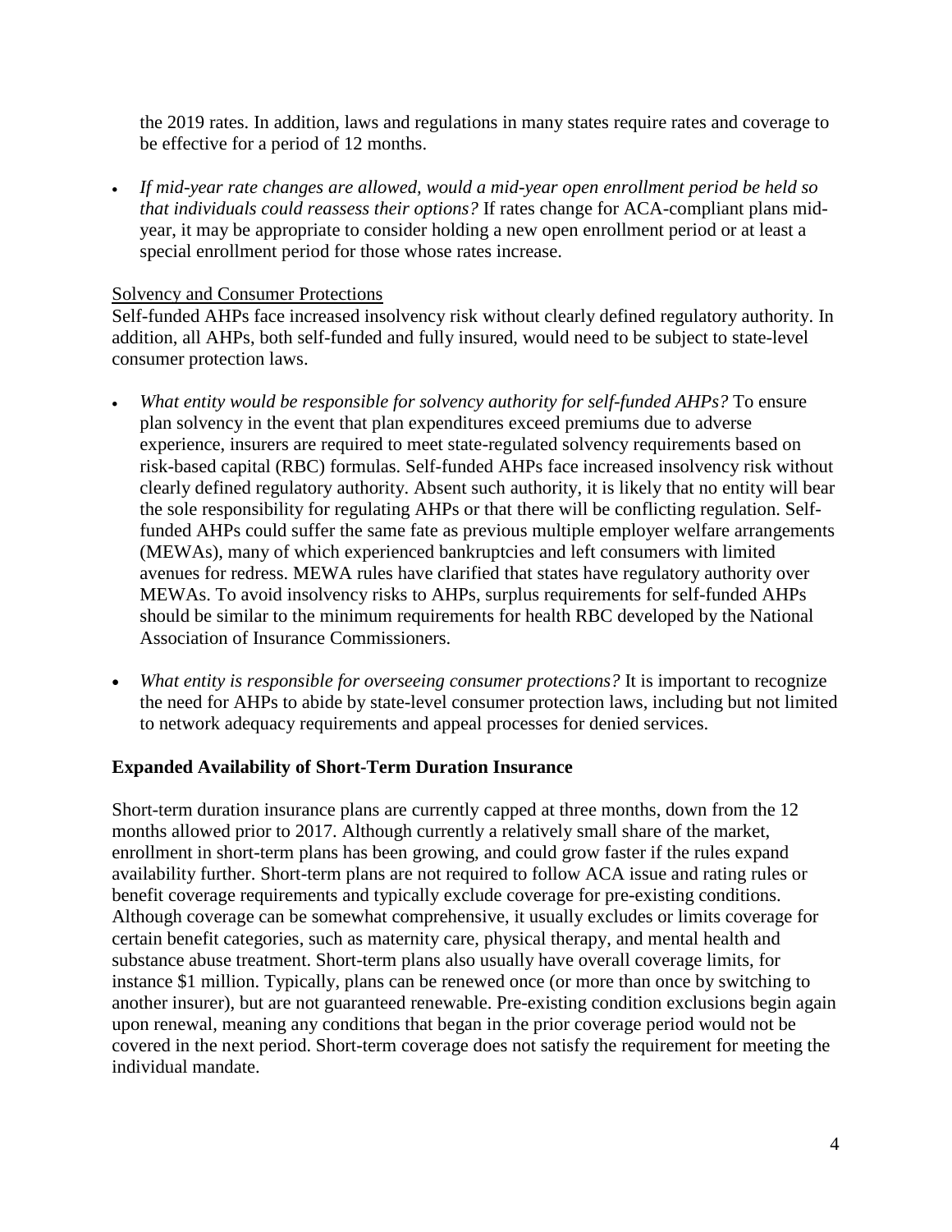the 2019 rates. In addition, laws and regulations in many states require rates and coverage to be effective for a period of 12 months.

- *If mid-year rate changes are allowed, would a mid-year open enrollment period be held so that individuals could reassess their options?* If rates change for ACA-compliant plans mid-year, it may be appropriate to consider holding a new open enrollment period or at least a special enrollment period for those whose rates increase.

<u>Solvency and Consumer Protections</u>

Self-funded AHPs face increased insolvency risk without clearly defined regulatory authority. In addition, all AHPs, both self-funded and fully insured, would need to be subject to state-level consumer protection laws.

- *What entity would be responsible for solvency authority for self-funded AHPs?* To ensure plan solvency in the event that plan expenditures exceed premiums due to adverse experience, insurers are required to meet state-regulated solvency requirements based on risk-based capital (RBC) formulas. Self-funded AHPs face increased insolvency risk without clearly defined regulatory authority. Absent such authority, it is likely that no entity will bear the sole responsibility for regulating AHPs or that there will be conflicting regulation. Self-funded AHPs could suffer the same fate as previous multiple employer welfare arrangements (MEWAs), many of which experienced bankruptcies and left consumers with limited avenues for redress. MEWA rules have clarified that states have regulatory authority over MEWAs. To avoid insolvency risks to AHPs, surplus requirements for self-funded AHPs should be similar to the minimum requirements for health RBC developed by the National Association of Insurance Commissioners.

- *What entity is responsible for overseeing consumer protections?* It is important to recognize the need for AHPs to abide by state-level consumer protection laws, including but not limited to network adequacy requirements and appeal processes for denied services.

**Expanded Availability of Short-Term Duration Insurance**

Short-term duration insurance plans are currently capped at three months, down from the 12 months allowed prior to 2017. Although currently a relatively small share of the market, enrollment in short-term plans has been growing, and could grow faster if the rules expand availability further. Short-term plans are not required to follow ACA issue and rating rules or benefit coverage requirements and typically exclude coverage for pre-existing conditions. Although coverage can be somewhat comprehensive, it usually excludes or limits coverage for certain benefit categories, such as maternity care, physical therapy, and mental health and substance abuse treatment. Short-term plans also usually have overall coverage limits, for instance $1 million. Typically, plans can be renewed once (or more than once by switching to another insurer), but are not guaranteed renewable. Pre-existing condition exclusions begin again upon renewal, meaning any conditions that began in the prior coverage period would not be covered in the next period. Short-term coverage does not satisfy the requirement for meeting the individual mandate.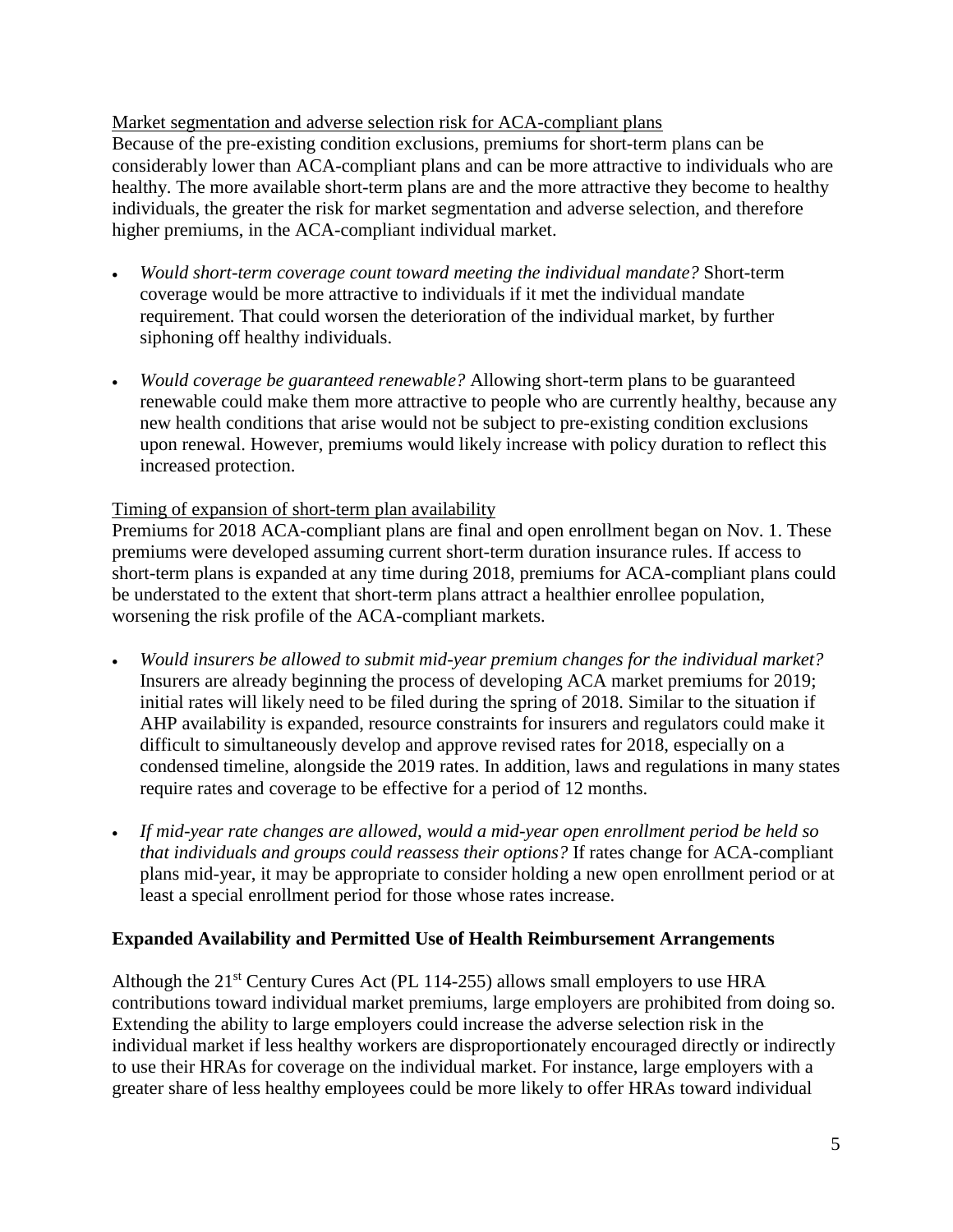Market segmentation and adverse selection risk for ACA-compliant plans

Because of the pre-existing condition exclusions, premiums for short-term plans can be considerably lower than ACA-compliant plans and can be more attractive to individuals who are healthy. The more available short-term plans are and the more attractive they become to healthy individuals, the greater the risk for market segmentation and adverse selection, and therefore higher premiums, in the ACA-compliant individual market.

- *Would short-term coverage count toward meeting the individual mandate?* Short-term coverage would be more attractive to individuals if it met the individual mandate requirement. That could worsen the deterioration of the individual market, by further siphoning off healthy individuals.

- *Would coverage be guaranteed renewable?* Allowing short-term plans to be guaranteed renewable could make them more attractive to people who are currently healthy, because any new health conditions that arise would not be subject to pre-existing condition exclusions upon renewal. However, premiums would likely increase with policy duration to reflect this increased protection.

Timing of expansion of short-term plan availability

Premiums for 2018 ACA-compliant plans are final and open enrollment began on Nov. 1. These premiums were developed assuming current short-term duration insurance rules. If access to short-term plans is expanded at any time during 2018, premiums for ACA-compliant plans could be understated to the extent that short-term plans attract a healthier enrollee population, worsening the risk profile of the ACA-compliant markets.

- *Would insurers be allowed to submit mid-year premium changes for the individual market?* Insurers are already beginning the process of developing ACA market premiums for 2019; initial rates will likely need to be filed during the spring of 2018. Similar to the situation if AHP availability is expanded, resource constraints for insurers and regulators could make it difficult to simultaneously develop and approve revised rates for 2018, especially on a condensed timeline, alongside the 2019 rates. In addition, laws and regulations in many states require rates and coverage to be effective for a period of 12 months.

- *If mid-year rate changes are allowed, would a mid-year open enrollment period be held so that individuals and groups could reassess their options?* If rates change for ACA-compliant plans mid-year, it may be appropriate to consider holding a new open enrollment period or at least a special enrollment period for those whose rates increase.

**Expanded Availability and Permitted Use of Health Reimbursement Arrangements**

Although the 21st Century Cures Act (PL 114-255) allows small employers to use HRA contributions toward individual market premiums, large employers are prohibited from doing so. Extending the ability to large employers could increase the adverse selection risk in the individual market if less healthy workers are disproportionately encouraged directly or indirectly to use their HRAs for coverage on the individual market. For instance, large employers with a greater share of less healthy employees could be more likely to offer HRAs toward individual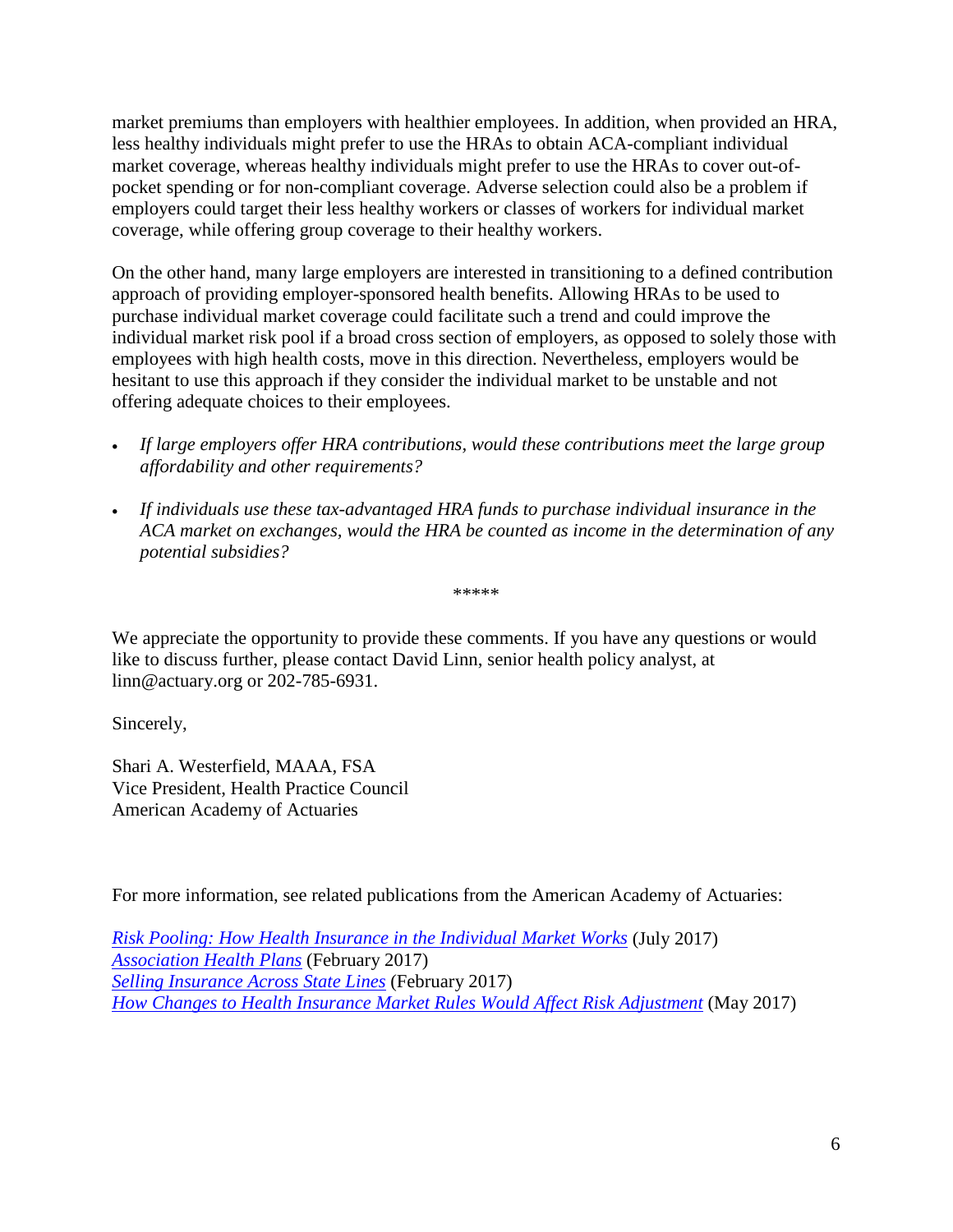market premiums than employers with healthier employees. In addition, when provided an HRA, less healthy individuals might prefer to use the HRAs to obtain ACA-compliant individual market coverage, whereas healthy individuals might prefer to use the HRAs to cover out-of-pocket spending or for non-compliant coverage. Adverse selection could also be a problem if employers could target their less healthy workers or classes of workers for individual market coverage, while offering group coverage to their healthy workers.

On the other hand, many large employers are interested in transitioning to a defined contribution approach of providing employer-sponsored health benefits. Allowing HRAs to be used to purchase individual market coverage could facilitate such a trend and could improve the individual market risk pool if a broad cross section of employers, as opposed to solely those with employees with high health costs, move in this direction. Nevertheless, employers would be hesitant to use this approach if they consider the individual market to be unstable and not offering adequate choices to their employees.

- *If large employers offer HRA contributions, would these contributions meet the large group affordability and other requirements?*
- *If individuals use these tax-advantaged HRA funds to purchase individual insurance in the ACA market on exchanges, would the HRA be counted as income in the determination of any potential subsidies?*

*****

We appreciate the opportunity to provide these comments. If you have any questions or would like to discuss further, please contact David Linn, senior health policy analyst, at linn@actuary.org or 202-785-6931.

Sincerely,

Shari A. Westerfield, MAAA, FSA
Vice President, Health Practice Council
American Academy of Actuaries

For more information, see related publications from the American Academy of Actuaries:

*Risk Pooling: How Health Insurance in the Individual Market Works* (July 2017)
*Association Health Plans* (February 2017)
*Selling Insurance Across State Lines* (February 2017)
*How Changes to Health Insurance Market Rules Would Affect Risk Adjustment* (May 2017)